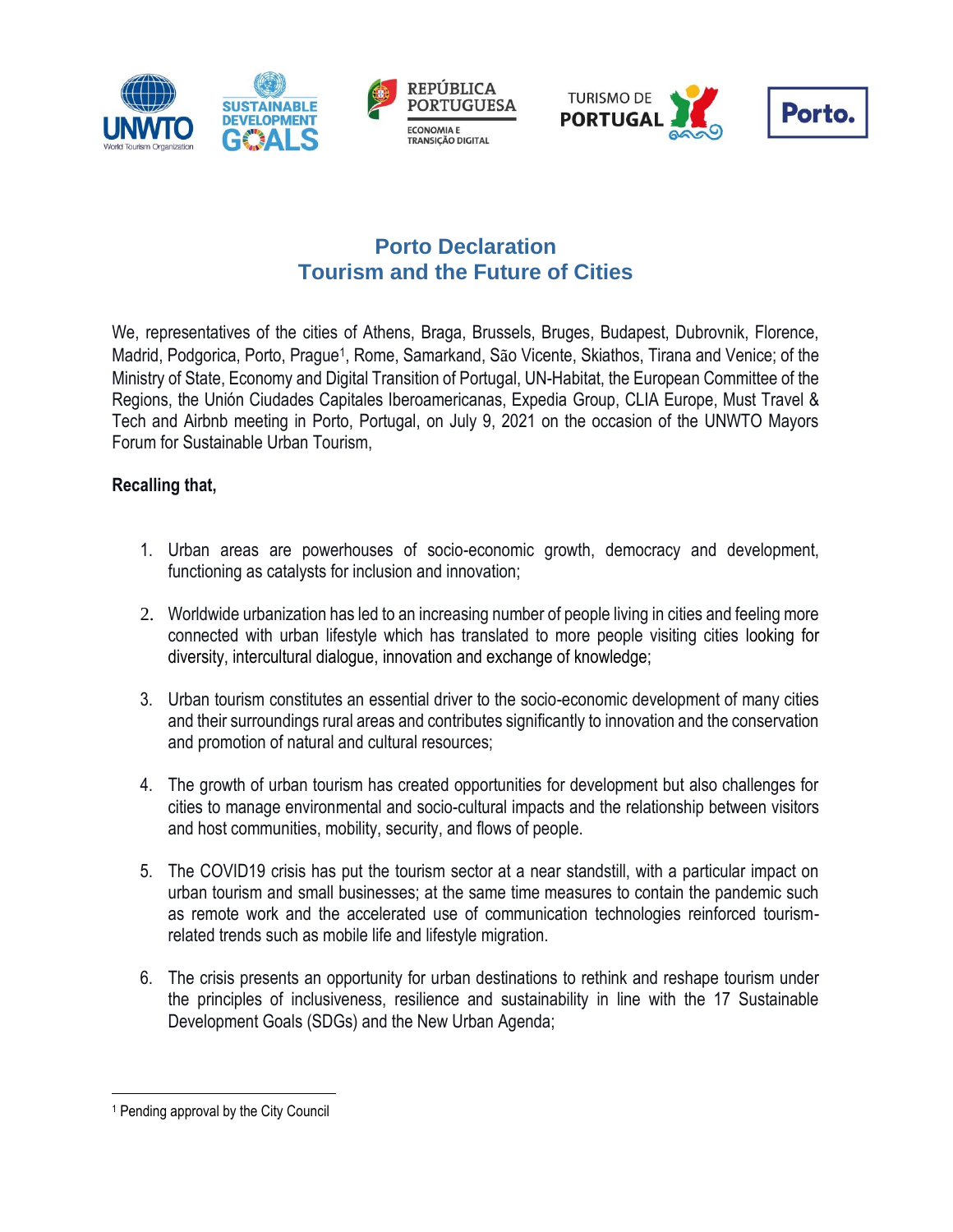# Porto Declaration
# Tourism and the Future of Cities

We, representatives of the cities of Athens, Braga, Brussels, Bruges, Budapest, Dubrovnik, Florence, Madrid, Podgorica, Porto, Prague[1], Rome, Samarkand, São Vicente, Skiathos, Tirana and Venice; of the Ministry of State, Economy and Digital Transition of Portugal, UN-Habitat, the European Committee of the Regions, the Unión Ciudades Capitales Iberoamericanas, Expedia Group, CLIA Europe, Must Travel & Tech and Airbnb meeting in Porto, Portugal, on July 9, 2021 on the occasion of the UNWTO Mayors Forum for Sustainable Urban Tourism,

**Recalling that,**

1. Urban areas are powerhouses of socio-economic growth, democracy and development, functioning as catalysts for inclusion and innovation;

2. Worldwide urbanization has led to an increasing number of people living in cities and feeling more connected with urban lifestyle which has translated to more people visiting cities looking for diversity, intercultural dialogue, innovation and exchange of knowledge;

3. Urban tourism constitutes an essential driver to the socio-economic development of many cities and their surroundings rural areas and contributes significantly to innovation and the conservation and promotion of natural and cultural resources;

4. The growth of urban tourism has created opportunities for development but also challenges for cities to manage environmental and socio-cultural impacts and the relationship between visitors and host communities, mobility, security, and flows of people.

5. The COVID19 crisis has put the tourism sector at a near standstill, with a particular impact on urban tourism and small businesses; at the same time measures to contain the pandemic such as remote work and the accelerated use of communication technologies reinforced tourism-related trends such as mobile life and lifestyle migration.

6. The crisis presents an opportunity for urban destinations to rethink and reshape tourism under the principles of inclusiveness, resilience and sustainability in line with the 17 Sustainable Development Goals (SDGs) and the New Urban Agenda;

[1] Pending approval by the City Council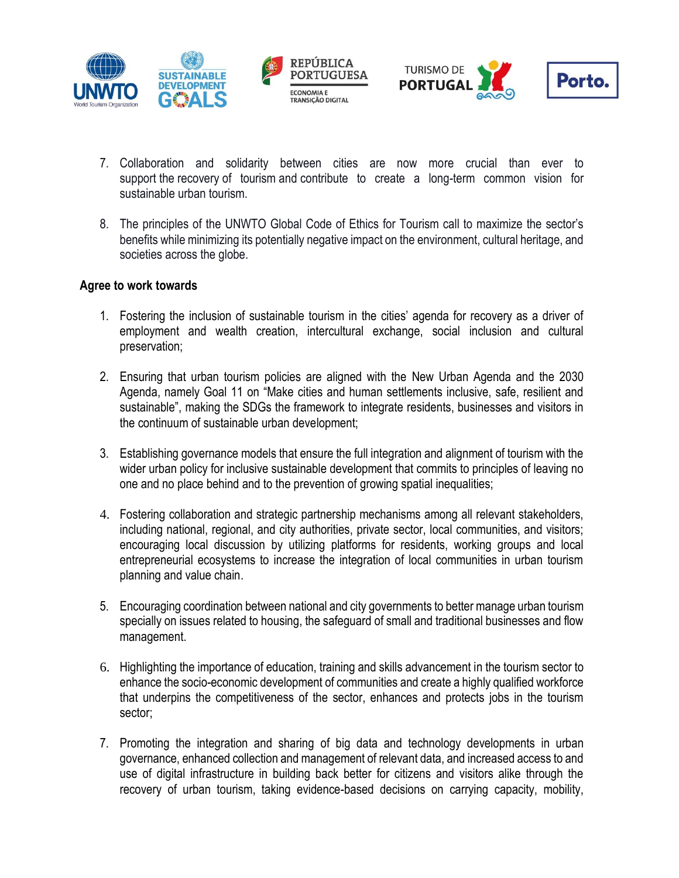7. Collaboration and solidarity between cities are now more crucial than ever to support the recovery of tourism and contribute to create a long-term common vision for sustainable urban tourism.

8. The principles of the UNWTO Global Code of Ethics for Tourism call to maximize the sector's benefits while minimizing its potentially negative impact on the environment, cultural heritage, and societies across the globe.

**Agree to work towards**

1. Fostering the inclusion of sustainable tourism in the cities' agenda for recovery as a driver of employment and wealth creation, intercultural exchange, social inclusion and cultural preservation;

2. Ensuring that urban tourism policies are aligned with the New Urban Agenda and the 2030 Agenda, namely Goal 11 on "Make cities and human settlements inclusive, safe, resilient and sustainable", making the SDGs the framework to integrate residents, businesses and visitors in the continuum of sustainable urban development;

3. Establishing governance models that ensure the full integration and alignment of tourism with the wider urban policy for inclusive sustainable development that commits to principles of leaving no one and no place behind and to the prevention of growing spatial inequalities;

4. Fostering collaboration and strategic partnership mechanisms among all relevant stakeholders, including national, regional, and city authorities, private sector, local communities, and visitors; encouraging local discussion by utilizing platforms for residents, working groups and local entrepreneurial ecosystems to increase the integration of local communities in urban tourism planning and value chain.

5. Encouraging coordination between national and city governments to better manage urban tourism specially on issues related to housing, the safeguard of small and traditional businesses and flow management.

6. Highlighting the importance of education, training and skills advancement in the tourism sector to enhance the socio-economic development of communities and create a highly qualified workforce that underpins the competitiveness of the sector, enhances and protects jobs in the tourism sector;

7. Promoting the integration and sharing of big data and technology developments in urban governance, enhanced collection and management of relevant data, and increased access to and use of digital infrastructure in building back better for citizens and visitors alike through the recovery of urban tourism, taking evidence-based decisions on carrying capacity, mobility,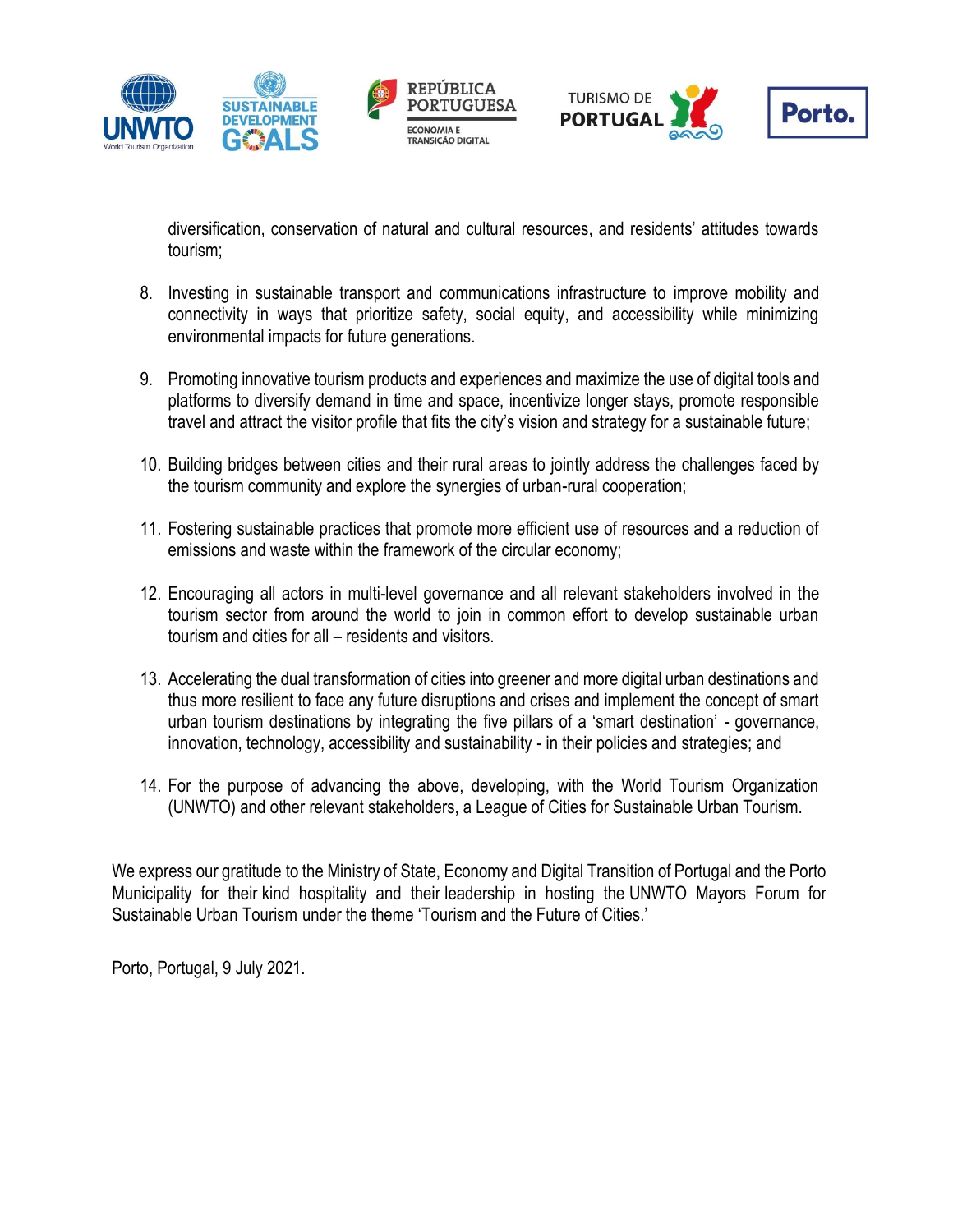diversification, conservation of natural and cultural resources, and residents' attitudes towards tourism;

8. Investing in sustainable transport and communications infrastructure to improve mobility and connectivity in ways that prioritize safety, social equity, and accessibility while minimizing environmental impacts for future generations.

9. Promoting innovative tourism products and experiences and maximize the use of digital tools and platforms to diversify demand in time and space, incentivize longer stays, promote responsible travel and attract the visitor profile that fits the city's vision and strategy for a sustainable future;

10. Building bridges between cities and their rural areas to jointly address the challenges faced by the tourism community and explore the synergies of urban-rural cooperation;

11. Fostering sustainable practices that promote more efficient use of resources and a reduction of emissions and waste within the framework of the circular economy;

12. Encouraging all actors in multi-level governance and all relevant stakeholders involved in the tourism sector from around the world to join in common effort to develop sustainable urban tourism and cities for all – residents and visitors.

13. Accelerating the dual transformation of cities into greener and more digital urban destinations and thus more resilient to face any future disruptions and crises and implement the concept of smart urban tourism destinations by integrating the five pillars of a 'smart destination' - governance, innovation, technology, accessibility and sustainability - in their policies and strategies; and

14. For the purpose of advancing the above, developing, with the World Tourism Organization (UNWTO) and other relevant stakeholders, a League of Cities for Sustainable Urban Tourism.

We express our gratitude to the Ministry of State, Economy and Digital Transition of Portugal and the Porto Municipality for their kind hospitality and their leadership in hosting the UNWTO Mayors Forum for Sustainable Urban Tourism under the theme 'Tourism and the Future of Cities.'

Porto, Portugal, 9 July 2021.